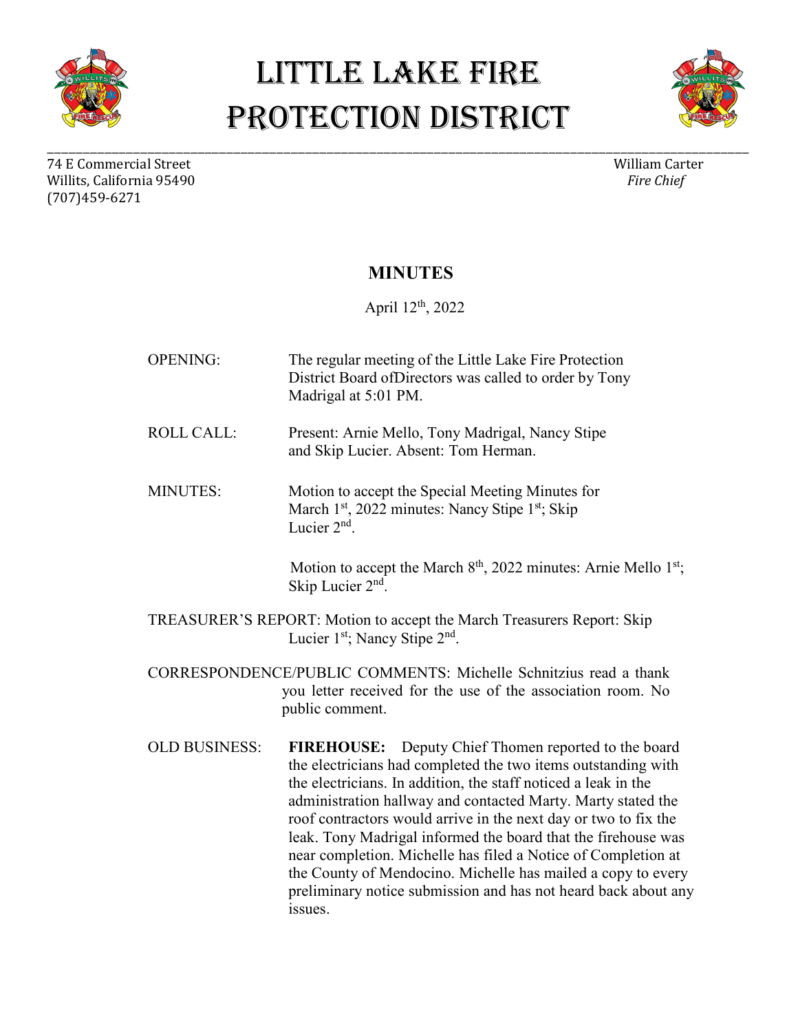# Little Lake Fire Protection District

74 E Commercial Street
Willits, California 95490
(707)459-6271

William Carter
*Fire Chief*

## MINUTES

April 12th, 2022

OPENING: The regular meeting of the Little Lake Fire Protection District Board ofDirectors was called to order by Tony Madrigal at 5:01 PM.

ROLL CALL: Present: Arnie Mello, Tony Madrigal, Nancy Stipe and Skip Lucier. Absent: Tom Herman.

MINUTES: Motion to accept the Special Meeting Minutes for March 1st, 2022 minutes: Nancy Stipe 1st; Skip Lucier 2nd.

Motion to accept the March 8th, 2022 minutes: Arnie Mello 1st; Skip Lucier 2nd.

TREASURER'S REPORT: Motion to accept the March Treasurers Report: Skip Lucier 1st; Nancy Stipe 2nd.

CORRESPONDENCE/PUBLIC COMMENTS: Michelle Schnitzius read a thank you letter received for the use of the association room. No public comment.

OLD BUSINESS: **FIREHOUSE:** Deputy Chief Thomen reported to the board the electricians had completed the two items outstanding with the electricians. In addition, the staff noticed a leak in the administration hallway and contacted Marty. Marty stated the roof contractors would arrive in the next day or two to fix the leak. Tony Madrigal informed the board that the firehouse was near completion. Michelle has filed a Notice of Completion at the County of Mendocino. Michelle has mailed a copy to every preliminary notice submission and has not heard back about any issues.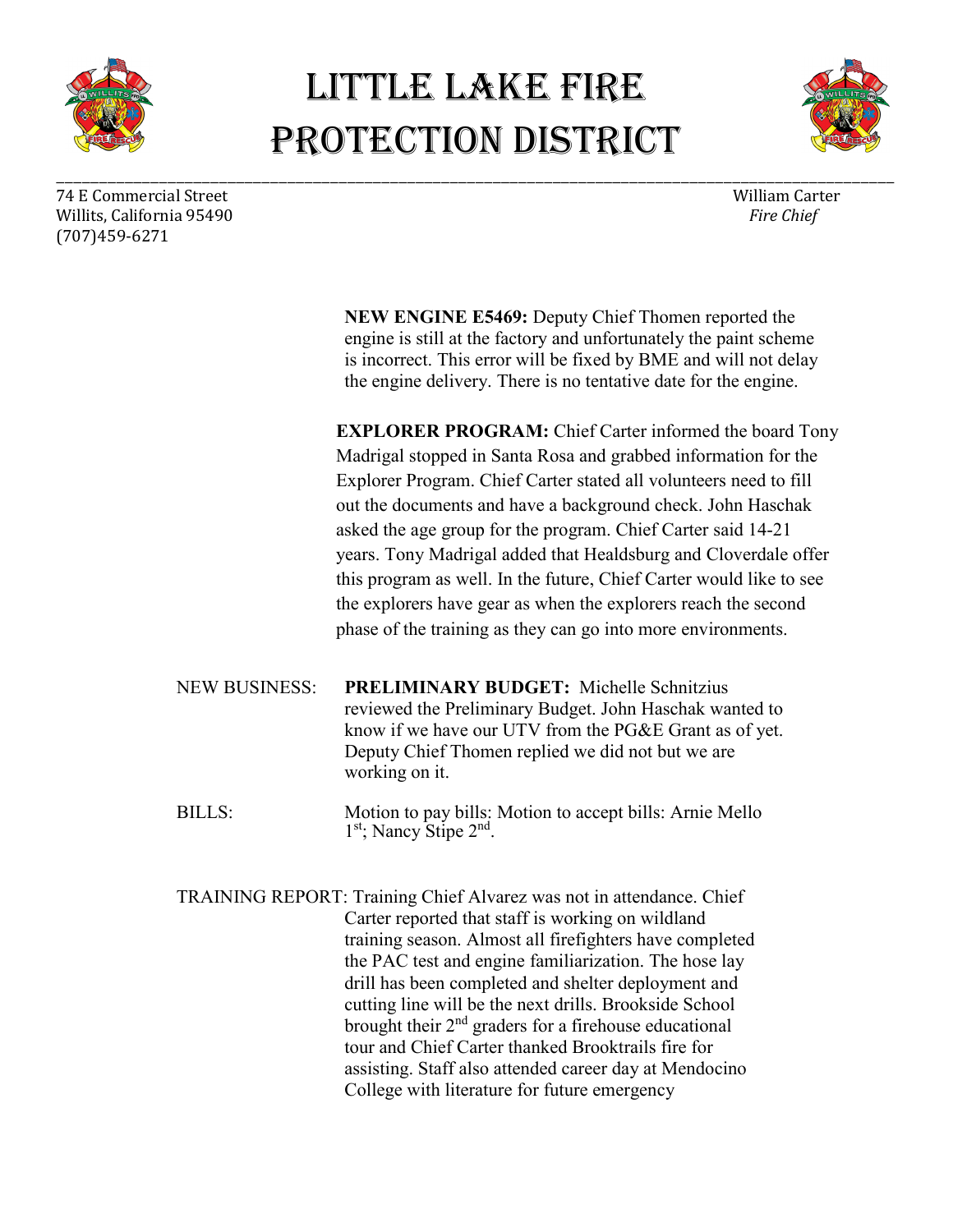# LITTLE LAKE FIRE PROTECTION DISTRICT

74 E Commercial Street
Willits, California 95490
(707)459-6271

William Carter
*Fire Chief*

**NEW ENGINE E5469:** Deputy Chief Thomen reported the engine is still at the factory and unfortunately the paint scheme is incorrect. This error will be fixed by BME and will not delay the engine delivery. There is no tentative date for the engine.

**EXPLORER PROGRAM:** Chief Carter informed the board Tony Madrigal stopped in Santa Rosa and grabbed information for the Explorer Program. Chief Carter stated all volunteers need to fill out the documents and have a background check. John Haschak asked the age group for the program. Chief Carter said 14-21 years. Tony Madrigal added that Healdsburg and Cloverdale offer this program as well. In the future, Chief Carter would like to see the explorers have gear as when the explorers reach the second phase of the training as they can go into more environments.

NEW BUSINESS: **PRELIMINARY BUDGET:** Michelle Schnitzius reviewed the Preliminary Budget. John Haschak wanted to know if we have our UTV from the PG&E Grant as of yet. Deputy Chief Thomen replied we did not but we are working on it.

BILLS: Motion to pay bills: Motion to accept bills: Arnie Mello 1st; Nancy Stipe 2nd.

TRAINING REPORT: Training Chief Alvarez was not in attendance. Chief Carter reported that staff is working on wildland training season. Almost all firefighters have completed the PAC test and engine familiarization. The hose lay drill has been completed and shelter deployment and cutting line will be the next drills. Brookside School brought their 2nd graders for a firehouse educational tour and Chief Carter thanked Brooktrails fire for assisting. Staff also attended career day at Mendocino College with literature for future emergency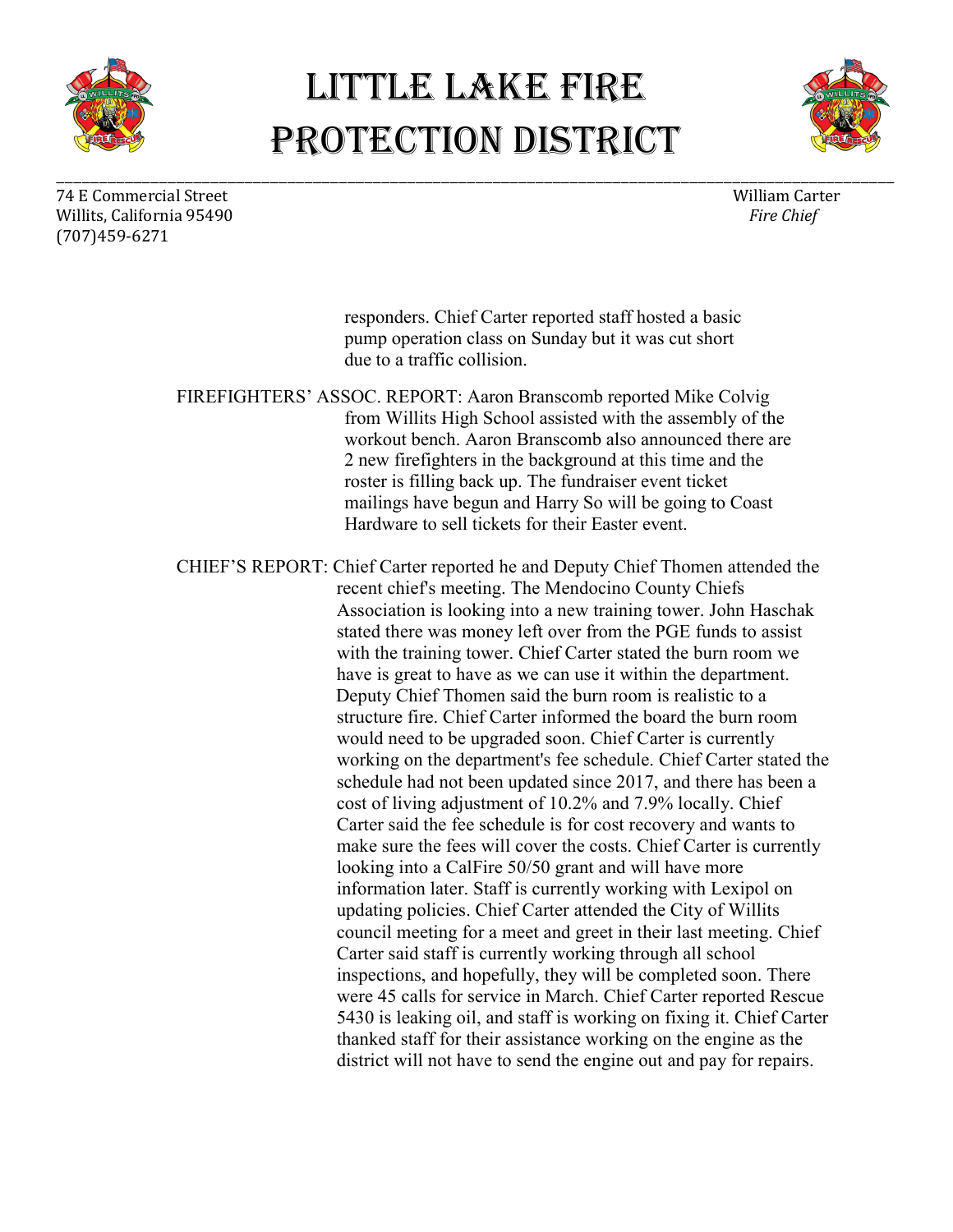responders. Chief Carter reported staff hosted a basic pump operation class on Sunday but it was cut short due to a traffic collision.

FIREFIGHTERS' ASSOC. REPORT: Aaron Branscomb reported Mike Colvig from Willits High School assisted with the assembly of the workout bench. Aaron Branscomb also announced there are 2 new firefighters in the background at this time and the roster is filling back up. The fundraiser event ticket mailings have begun and Harry So will be going to Coast Hardware to sell tickets for their Easter event.

CHIEF'S REPORT: Chief Carter reported he and Deputy Chief Thomen attended the recent chief's meeting. The Mendocino County Chiefs Association is looking into a new training tower. John Haschak stated there was money left over from the PGE funds to assist with the training tower. Chief Carter stated the burn room we have is great to have as we can use it within the department. Deputy Chief Thomen said the burn room is realistic to a structure fire. Chief Carter informed the board the burn room would need to be upgraded soon. Chief Carter is currently working on the department's fee schedule. Chief Carter stated the schedule had not been updated since 2017, and there has been a cost of living adjustment of 10.2% and 7.9% locally. Chief Carter said the fee schedule is for cost recovery and wants to make sure the fees will cover the costs. Chief Carter is currently looking into a CalFire 50/50 grant and will have more information later. Staff is currently working with Lexipol on updating policies. Chief Carter attended the City of Willits council meeting for a meet and greet in their last meeting. Chief Carter said staff is currently working through all school inspections, and hopefully, they will be completed soon. There were 45 calls for service in March. Chief Carter reported Rescue 5430 is leaking oil, and staff is working on fixing it. Chief Carter thanked staff for their assistance working on the engine as the district will not have to send the engine out and pay for repairs.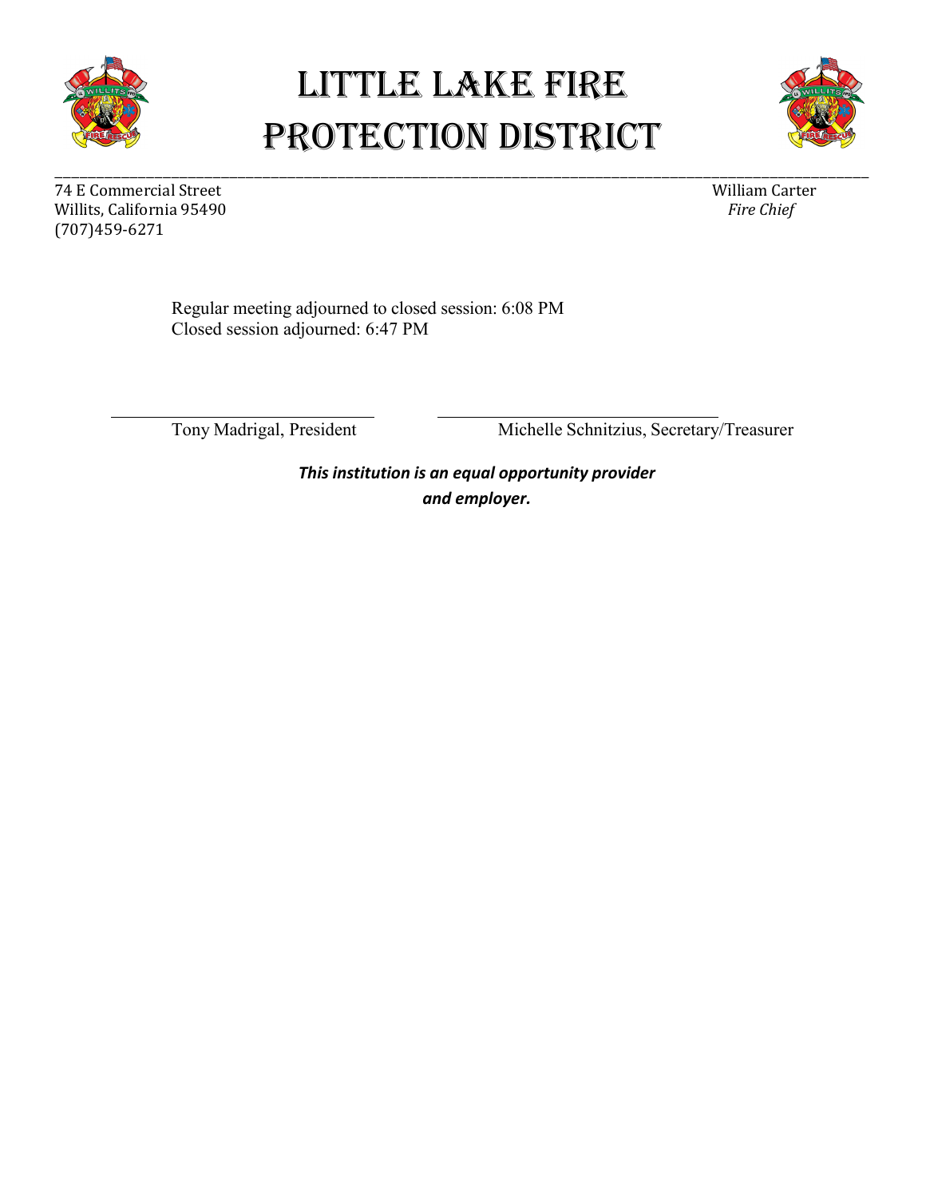# Little Lake Fire Protection District

74 E Commercial Street
Willits, California 95490
(707)459-6271

William Carter
*Fire Chief*

Regular meeting adjourned to closed session: 6:08 PM
Closed session adjourned: 6:47 PM

Tony Madrigal, President

Michelle Schnitzius, Secretary/Treasurer

***This institution is an equal opportunity provider and employer.***